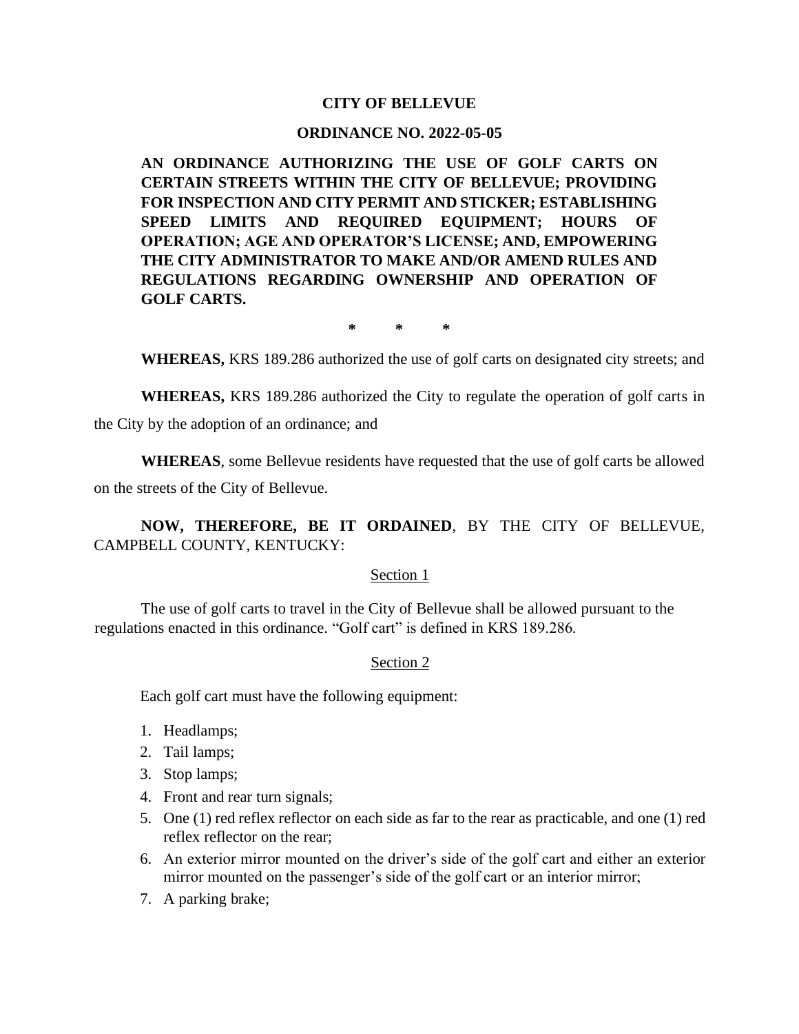**CITY OF BELLEVUE**

**ORDINANCE NO. 2022-05-05**

**AN ORDINANCE AUTHORIZING THE USE OF GOLF CARTS ON CERTAIN STREETS WITHIN THE CITY OF BELLEVUE; PROVIDING FOR INSPECTION AND CITY PERMIT AND STICKER; ESTABLISHING SPEED LIMITS AND REQUIRED EQUIPMENT; HOURS OF OPERATION; AGE AND OPERATOR'S LICENSE; AND, EMPOWERING THE CITY ADMINISTRATOR TO MAKE AND/OR AMEND RULES AND REGULATIONS REGARDING OWNERSHIP AND OPERATION OF GOLF CARTS.**

\* \* \*

**WHEREAS,** KRS 189.286 authorized the use of golf carts on designated city streets; and

**WHEREAS,** KRS 189.286 authorized the City to regulate the operation of golf carts in the City by the adoption of an ordinance; and

**WHEREAS**, some Bellevue residents have requested that the use of golf carts be allowed on the streets of the City of Bellevue.

**NOW, THEREFORE, BE IT ORDAINED**, BY THE CITY OF BELLEVUE, CAMPBELL COUNTY, KENTUCKY:

Section 1

The use of golf carts to travel in the City of Bellevue shall be allowed pursuant to the regulations enacted in this ordinance. "Golf cart" is defined in KRS 189.286.

Section 2

Each golf cart must have the following equipment:

1. Headlamps;
2. Tail lamps;
3. Stop lamps;
4. Front and rear turn signals;
5. One (1) red reflex reflector on each side as far to the rear as practicable, and one (1) red reflex reflector on the rear;
6. An exterior mirror mounted on the driver's side of the golf cart and either an exterior mirror mounted on the passenger's side of the golf cart or an interior mirror;
7. A parking brake;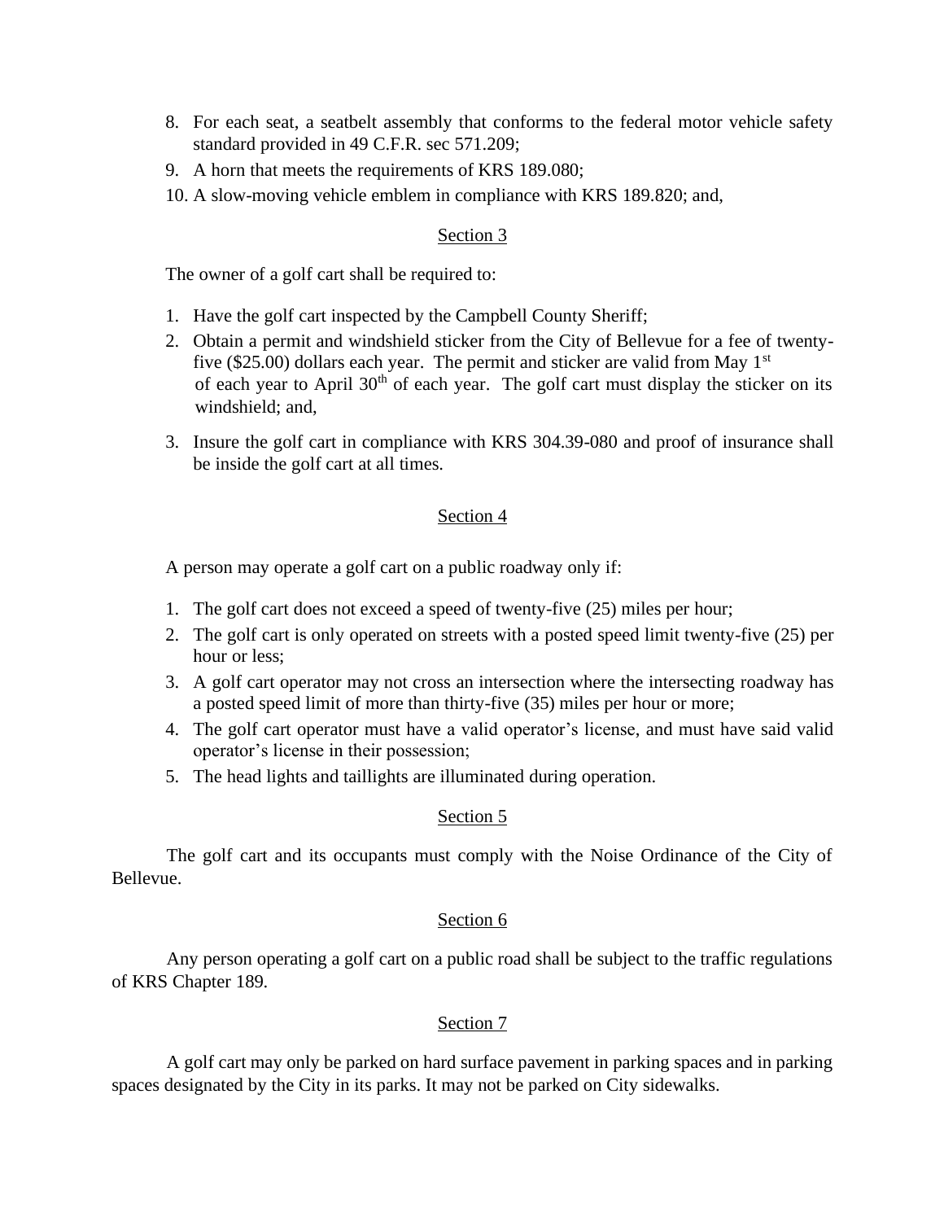8. For each seat, a seatbelt assembly that conforms to the federal motor vehicle safety standard provided in 49 C.F.R. sec 571.209;
9. A horn that meets the requirements of KRS 189.080;
10. A slow-moving vehicle emblem in compliance with KRS 189.820; and,

## Section 3

The owner of a golf cart shall be required to:

1. Have the golf cart inspected by the Campbell County Sheriff;
2. Obtain a permit and windshield sticker from the City of Bellevue for a fee of twenty-five ($25.00) dollars each year. The permit and sticker are valid from May 1st of each year to April 30th of each year. The golf cart must display the sticker on its windshield; and,
3. Insure the golf cart in compliance with KRS 304.39-080 and proof of insurance shall be inside the golf cart at all times.

## Section 4

A person may operate a golf cart on a public roadway only if:

1. The golf cart does not exceed a speed of twenty-five (25) miles per hour;
2. The golf cart is only operated on streets with a posted speed limit twenty-five (25) per hour or less;
3. A golf cart operator may not cross an intersection where the intersecting roadway has a posted speed limit of more than thirty-five (35) miles per hour or more;
4. The golf cart operator must have a valid operator's license, and must have said valid operator's license in their possession;
5. The head lights and taillights are illuminated during operation.

## Section 5

The golf cart and its occupants must comply with the Noise Ordinance of the City of Bellevue.

## Section 6

Any person operating a golf cart on a public road shall be subject to the traffic regulations of KRS Chapter 189.

## Section 7

A golf cart may only be parked on hard surface pavement in parking spaces and in parking spaces designated by the City in its parks. It may not be parked on City sidewalks.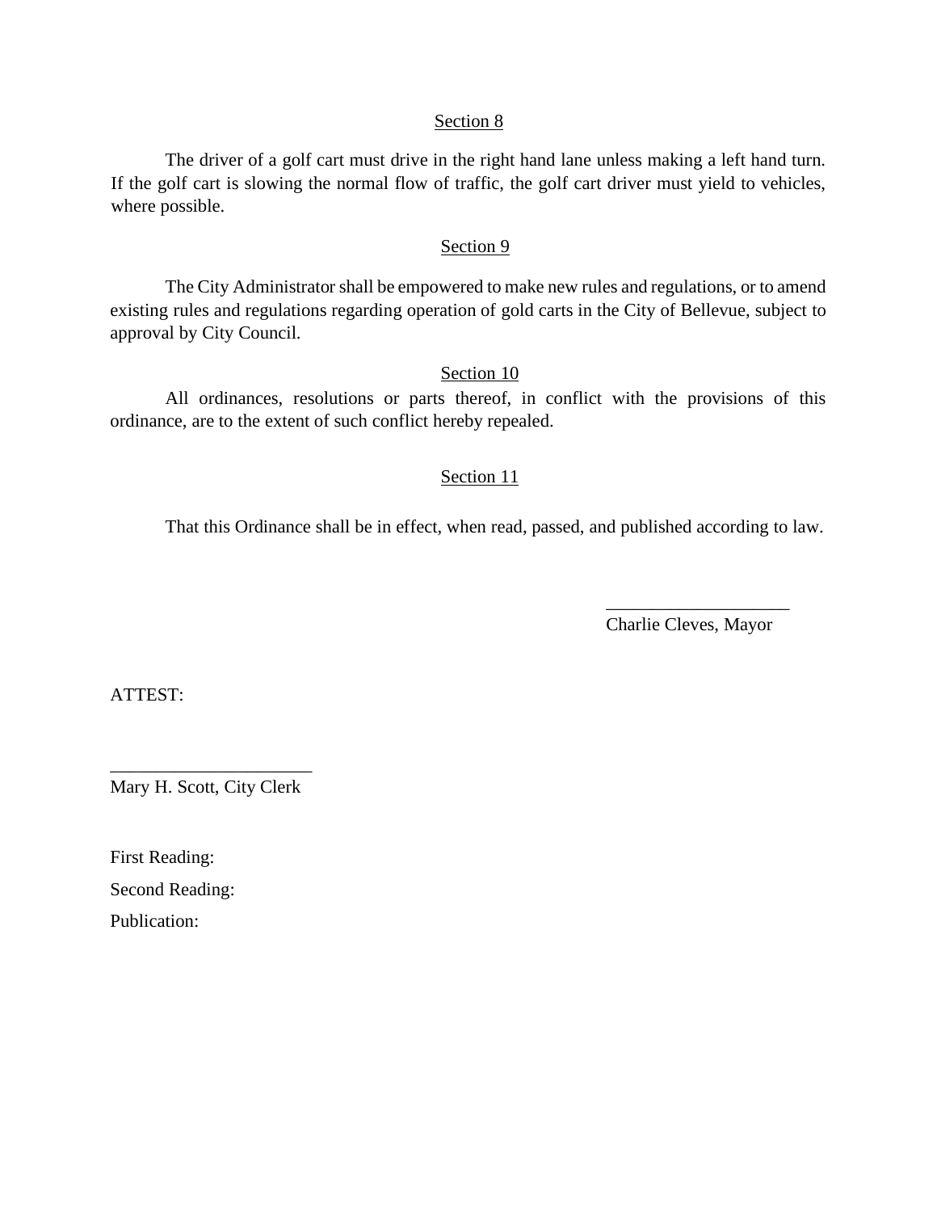Section 8

The driver of a golf cart must drive in the right hand lane unless making a left hand turn. If the golf cart is slowing the normal flow of traffic, the golf cart driver must yield to vehicles, where possible.

Section 9

The City Administrator shall be empowered to make new rules and regulations, or to amend existing rules and regulations regarding operation of gold carts in the City of Bellevue, subject to approval by City Council.

Section 10

All ordinances, resolutions or parts thereof, in conflict with the provisions of this ordinance, are to the extent of such conflict hereby repealed.

Section 11

That this Ordinance shall be in effect, when read, passed, and published according to law.

___________________
Charlie Cleves, Mayor

ATTEST:

_____________________
Mary H. Scott, City Clerk

First Reading:

Second Reading:

Publication: